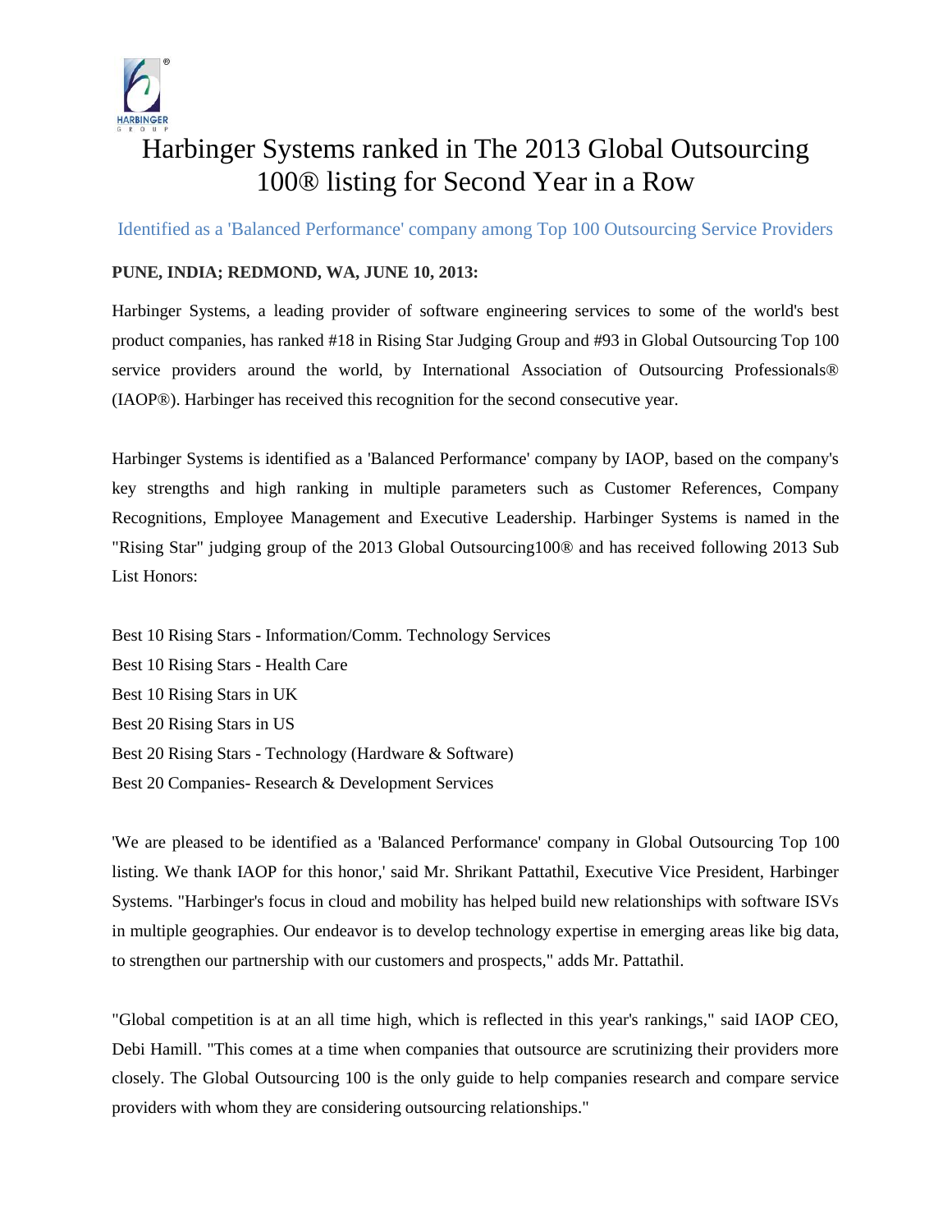# Harbinger Systems ranked in The 2013 Global Outsourcing 100® listing for Second Year in a Row

## Identified as a 'Balanced Performance' company among Top 100 Outsourcing Service Providers

**PUNE, INDIA; REDMOND, WA, JUNE 10, 2013:**

Harbinger Systems, a leading provider of software engineering services to some of the world's best product companies, has ranked #18 in Rising Star Judging Group and #93 in Global Outsourcing Top 100 service providers around the world, by International Association of Outsourcing Professionals® (IAOP®). Harbinger has received this recognition for the second consecutive year.

Harbinger Systems is identified as a 'Balanced Performance' company by IAOP, based on the company's key strengths and high ranking in multiple parameters such as Customer References, Company Recognitions, Employee Management and Executive Leadership. Harbinger Systems is named in the "Rising Star" judging group of the 2013 Global Outsourcing100® and has received following 2013 Sub List Honors:

Best 10 Rising Stars - Information/Comm. Technology Services
Best 10 Rising Stars - Health Care
Best 10 Rising Stars in UK
Best 20 Rising Stars in US
Best 20 Rising Stars - Technology (Hardware & Software)
Best 20 Companies- Research & Development Services

'We are pleased to be identified as a 'Balanced Performance' company in Global Outsourcing Top 100 listing. We thank IAOP for this honor,' said Mr. Shrikant Pattathil, Executive Vice President, Harbinger Systems. "Harbinger's focus in cloud and mobility has helped build new relationships with software ISVs in multiple geographies. Our endeavor is to develop technology expertise in emerging areas like big data, to strengthen our partnership with our customers and prospects," adds Mr. Pattathil.

"Global competition is at an all time high, which is reflected in this year's rankings," said IAOP CEO, Debi Hamill. "This comes at a time when companies that outsource are scrutinizing their providers more closely. The Global Outsourcing 100 is the only guide to help companies research and compare service providers with whom they are considering outsourcing relationships."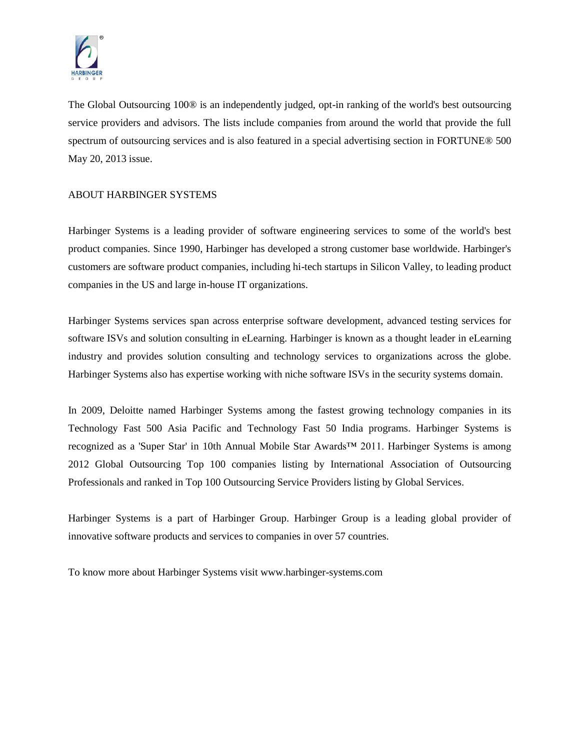The Global Outsourcing 100® is an independently judged, opt-in ranking of the world's best outsourcing service providers and advisors. The lists include companies from around the world that provide the full spectrum of outsourcing services and is also featured in a special advertising section in FORTUNE® 500 May 20, 2013 issue.

## ABOUT HARBINGER SYSTEMS

Harbinger Systems is a leading provider of software engineering services to some of the world's best product companies. Since 1990, Harbinger has developed a strong customer base worldwide. Harbinger's customers are software product companies, including hi-tech startups in Silicon Valley, to leading product companies in the US and large in-house IT organizations.

Harbinger Systems services span across enterprise software development, advanced testing services for software ISVs and solution consulting in eLearning. Harbinger is known as a thought leader in eLearning industry and provides solution consulting and technology services to organizations across the globe. Harbinger Systems also has expertise working with niche software ISVs in the security systems domain.

In 2009, Deloitte named Harbinger Systems among the fastest growing technology companies in its Technology Fast 500 Asia Pacific and Technology Fast 50 India programs. Harbinger Systems is recognized as a 'Super Star' in 10th Annual Mobile Star Awards™ 2011. Harbinger Systems is among 2012 Global Outsourcing Top 100 companies listing by International Association of Outsourcing Professionals and ranked in Top 100 Outsourcing Service Providers listing by Global Services.

Harbinger Systems is a part of Harbinger Group. Harbinger Group is a leading global provider of innovative software products and services to companies in over 57 countries.

To know more about Harbinger Systems visit www.harbinger-systems.com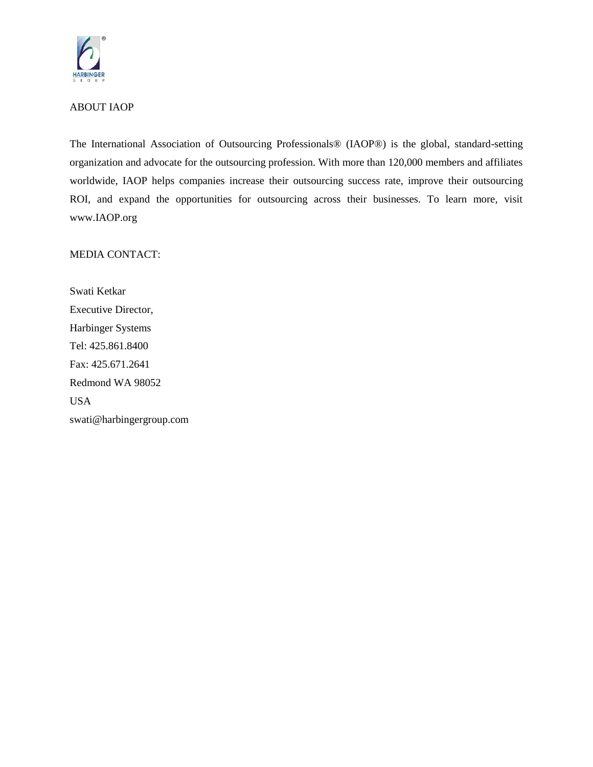ABOUT IAOP

The International Association of Outsourcing Professionals® (IAOP®) is the global, standard-setting organization and advocate for the outsourcing profession. With more than 120,000 members and affiliates worldwide, IAOP helps companies increase their outsourcing success rate, improve their outsourcing ROI, and expand the opportunities for outsourcing across their businesses. To learn more, visit www.IAOP.org

MEDIA CONTACT:

Swati Ketkar
Executive Director,
Harbinger Systems
Tel: 425.861.8400
Fax: 425.671.2641
Redmond WA 98052
USA
swati@harbingergroup.com